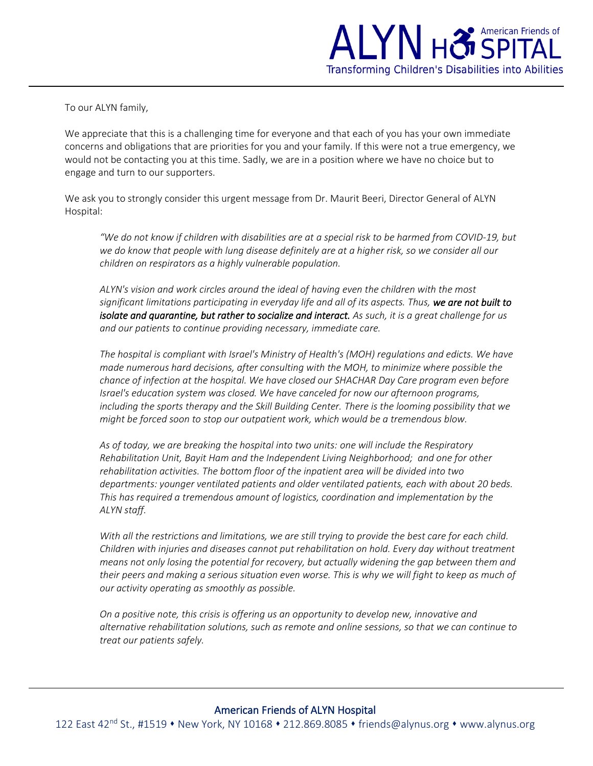To our ALYN family,

We appreciate that this is a challenging time for everyone and that each of you has your own immediate concerns and obligations that are priorities for you and your family. If this were not a true emergency, we would not be contacting you at this time. Sadly, we are in a position where we have no choice but to engage and turn to our supporters.

We ask you to strongly consider this urgent message from Dr. Maurit Beeri, Director General of ALYN Hospital:

> *"We do not know if children with disabilities are at a special risk to be harmed from COVID-19, but we do know that people with lung disease definitely are at a higher risk, so we consider all our children on respirators as a highly vulnerable population.*
>
> *ALYN's vision and work circles around the ideal of having even the children with the most significant limitations participating in everyday life and all of its aspects. Thus,* ***we are not built to isolate and quarantine, but rather to socialize and interact.*** *As such, it is a great challenge for us and our patients to continue providing necessary, immediate care.*
>
> *The hospital is compliant with Israel's Ministry of Health's (MOH) regulations and edicts. We have made numerous hard decisions, after consulting with the MOH, to minimize where possible the chance of infection at the hospital. We have closed our SHACHAR Day Care program even before Israel's education system was closed. We have canceled for now our afternoon programs, including the sports therapy and the Skill Building Center. There is the looming possibility that we might be forced soon to stop our outpatient work, which would be a tremendous blow.*
>
> *As of today, we are breaking the hospital into two units: one will include the Respiratory Rehabilitation Unit, Bayit Ham and the Independent Living Neighborhood; and one for other rehabilitation activities. The bottom floor of the inpatient area will be divided into two departments: younger ventilated patients and older ventilated patients, each with about 20 beds. This has required a tremendous amount of logistics, coordination and implementation by the ALYN staff.*
>
> *With all the restrictions and limitations, we are still trying to provide the best care for each child. Children with injuries and diseases cannot put rehabilitation on hold. Every day without treatment means not only losing the potential for recovery, but actually widening the gap between them and their peers and making a serious situation even worse. This is why we will fight to keep as much of our activity operating as smoothly as possible.*
>
> *On a positive note, this crisis is offering us an opportunity to develop new, innovative and alternative rehabilitation solutions, such as remote and online sessions, so that we can continue to treat our patients safely.*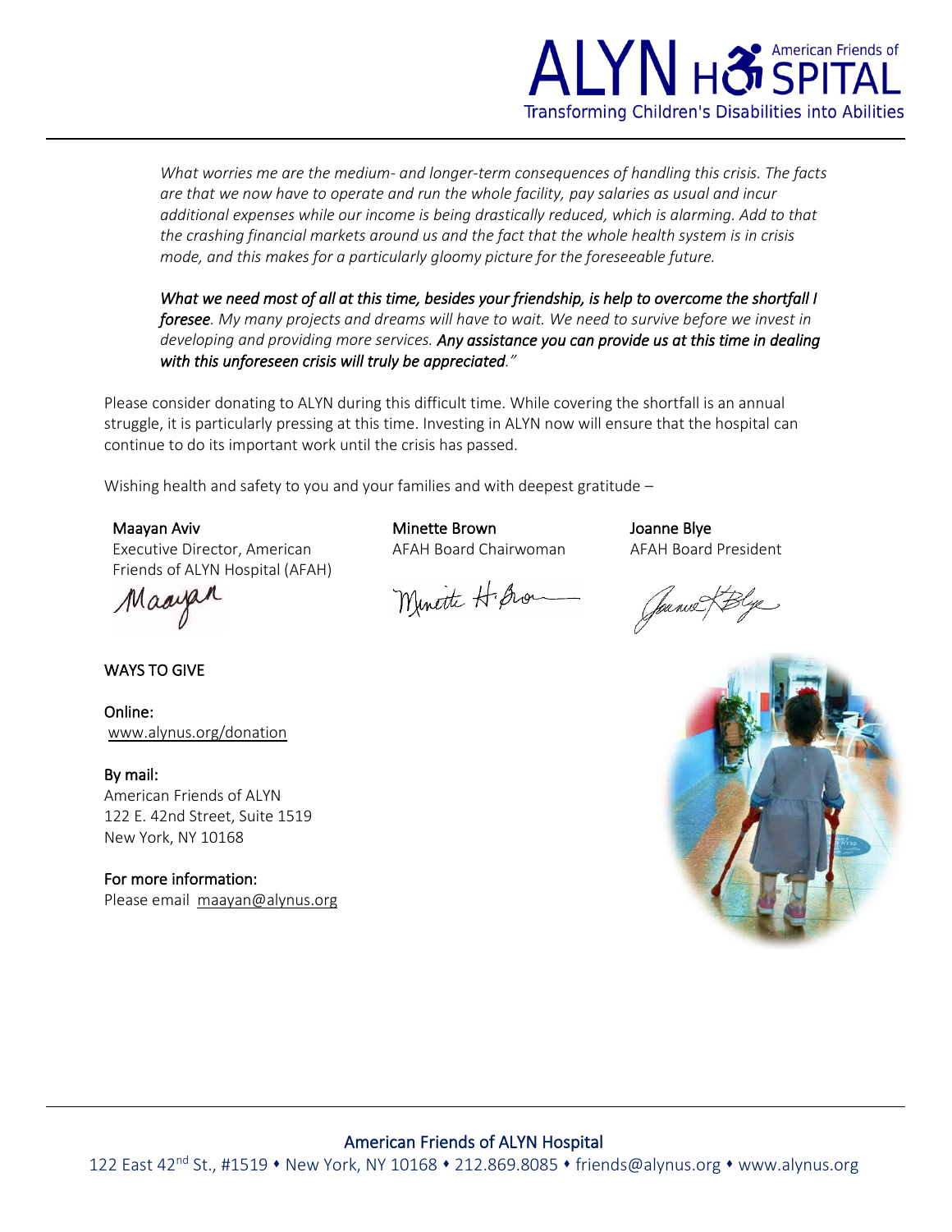*What worries me are the medium- and longer-term consequences of handling this crisis. The facts are that we now have to operate and run the whole facility, pay salaries as usual and incur additional expenses while our income is being drastically reduced, which is alarming. Add to that the crashing financial markets around us and the fact that the whole health system is in crisis mode, and this makes for a particularly gloomy picture for the foreseeable future.*

***What we need most of all at this time, besides your friendship, is help to overcome the shortfall I foresee**. My many projects and dreams will have to wait. We need to survive before we invest in developing and providing more services. **Any assistance you can provide us at this time in dealing with this unforeseen crisis will truly be appreciated**."*

Please consider donating to ALYN during this difficult time. While covering the shortfall is an annual struggle, it is particularly pressing at this time. Investing in ALYN now will ensure that the hospital can continue to do its important work until the crisis has passed.

Wishing health and safety to you and your families and with deepest gratitude –

Maayan Aviv
Executive Director, American Friends of ALYN Hospital (AFAH)

Minette Brown
AFAH Board Chairwoman

Joanne Blye
AFAH Board President

WAYS TO GIVE

Online:
www.alynus.org/donation

By mail:
American Friends of ALYN
122 E. 42nd Street, Suite 1519
New York, NY 10168

For more information:
Please email maayan@alynus.org